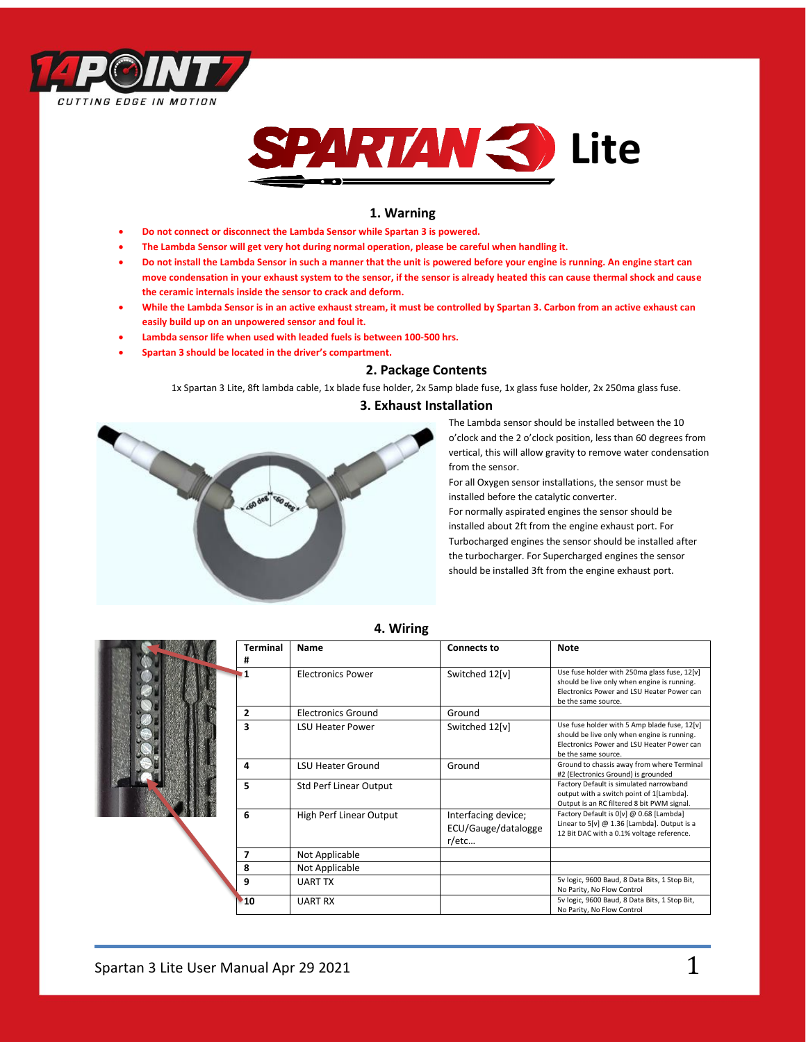# SPARTAN 3 Lite

## 1. Warning

- **Do not connect or disconnect the Lambda Sensor while Spartan 3 is powered.**
- **The Lambda Sensor will get very hot during normal operation, please be careful when handling it.**
- **Do not install the Lambda Sensor in such a manner that the unit is powered before your engine is running. An engine start can move condensation in your exhaust system to the sensor, if the sensor is already heated this can cause thermal shock and cause the ceramic internals inside the sensor to crack and deform.**
- **While the Lambda Sensor is in an active exhaust stream, it must be controlled by Spartan 3. Carbon from an active exhaust can easily build up on an unpowered sensor and foul it.**
- **Lambda sensor life when used with leaded fuels is between 100-500 hrs.**
- **Spartan 3 should be located in the driver's compartment.**

## 2. Package Contents

1x Spartan 3 Lite, 8ft lambda cable, 1x blade fuse holder, 2x 5amp blade fuse, 1x glass fuse holder, 2x 250ma glass fuse.

## 3. Exhaust Installation

The Lambda sensor should be installed between the 10 o'clock and the 2 o'clock position, less than 60 degrees from vertical, this will allow gravity to remove water condensation from the sensor.

For all Oxygen sensor installations, the sensor must be installed before the catalytic converter.

For normally aspirated engines the sensor should be installed about 2ft from the engine exhaust port. For Turbocharged engines the sensor should be installed after the turbocharger. For Supercharged engines the sensor should be installed 3ft from the engine exhaust port.

## 4. Wiring

| Terminal # | Name | Connects to | Note |
|---|---|---|---|
| 1 | Electronics Power | Switched 12[v] | Use fuse holder with 250ma glass fuse, 12[v] should be live only when engine is running. Electronics Power and LSU Heater Power can be the same source. |
| 2 | Electronics Ground | Ground | |
| 3 | LSU Heater Power | Switched 12[v] | Use fuse holder with 5 Amp blade fuse, 12[v] should be live only when engine is running. Electronics Power and LSU Heater Power can be the same source. |
| 4 | LSU Heater Ground | Ground | Ground to chassis away from where Terminal #2 (Electronics Ground) is grounded |
| 5 | Std Perf Linear Output | | Factory Default is simulated narrowband output with a switch point of 1[Lambda]. Output is an RC filtered 8 bit PWM signal. |
| 6 | High Perf Linear Output | Interfacing device; ECU/Gauge/datalogger/etc… | Factory Default is 0[v] @ 0.68 [Lambda] Linear to 5[v] @ 1.36 [Lambda]. Output is a 12 Bit DAC with a 0.1% voltage reference. |
| 7 | Not Applicable | | |
| 8 | Not Applicable | | |
| 9 | UART TX | | 5v logic, 9600 Baud, 8 Data Bits, 1 Stop Bit, No Parity, No Flow Control |
| 10 | UART RX | | 5v logic, 9600 Baud, 8 Data Bits, 1 Stop Bit, No Parity, No Flow Control |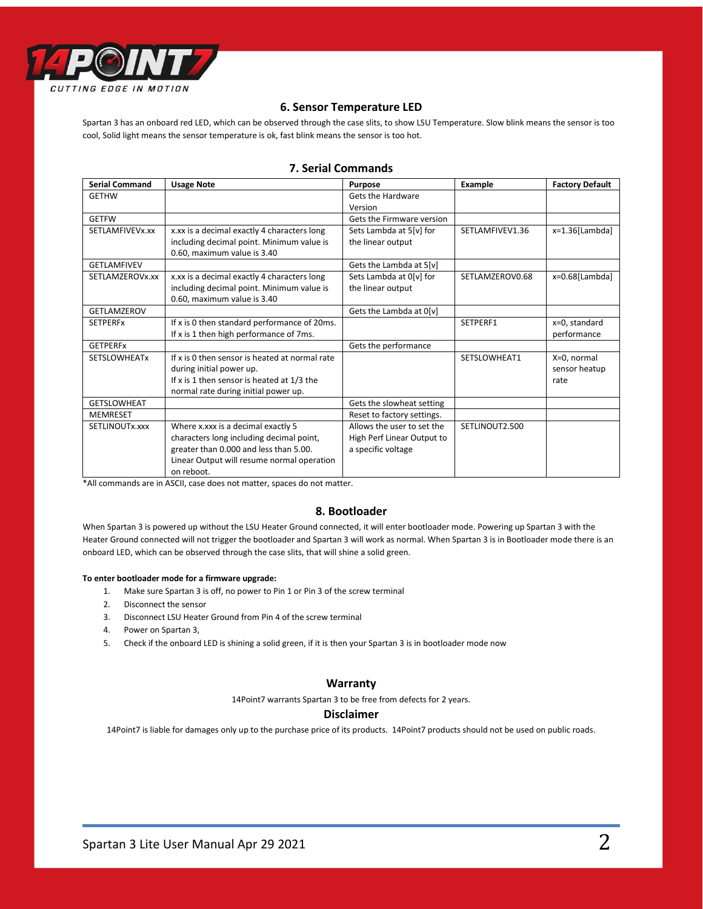## 6. Sensor Temperature LED

Spartan 3 has an onboard red LED, which can be observed through the case slits, to show LSU Temperature. Slow blink means the sensor is too cool, Solid light means the sensor temperature is ok, fast blink means the sensor is too hot.

## 7. Serial Commands

| Serial Command | Usage Note | Purpose | Example | Factory Default |
|---|---|---|---|---|
| GETHW | | Gets the Hardware Version | | |
| GETFW | | Gets the Firmware version | | |
| SETLAMFIVEVx.xx | x.xx is a decimal exactly 4 characters long including decimal point. Minimum value is 0.60, maximum value is 3.40 | Sets Lambda at 5[v] for the linear output | SETLAMFIVEV1.36 | x=1.36[Lambda] |
| GETLAMFIVEV | | Gets the Lambda at 5[v] | | |
| SETLAMZEROVx.xx | x.xx is a decimal exactly 4 characters long including decimal point. Minimum value is 0.60, maximum value is 3.40 | Sets Lambda at 0[v] for the linear output | SETLAMZEROV0.68 | x=0.68[Lambda] |
| GETLAMZEROV | | Gets the Lambda at 0[v] | | |
| SETPERFx | If x is 0 then standard performance of 20ms. If x is 1 then high performance of 7ms. | | SETPERF1 | x=0, standard performance |
| GETPERFx | | Gets the performance | | |
| SETSLOWHEATx | If x is 0 then sensor is heated at normal rate during initial power up. If x is 1 then sensor is heated at 1/3 the normal rate during initial power up. | | SETSLOWHEAT1 | X=0, normal sensor heatup rate |
| GETSLOWHEAT | | Gets the slowheat setting | | |
| MEMRESET | | Reset to factory settings. | | |
| SETLINOUTx.xxx | Where x.xxx is a decimal exactly 5 characters long including decimal point, greater than 0.000 and less than 5.00. Linear Output will resume normal operation on reboot. | Allows the user to set the High Perf Linear Output to a specific voltage | SETLINOUT2.500 | |

*All commands are in ASCII, case does not matter, spaces do not matter.

## 8. Bootloader

When Spartan 3 is powered up without the LSU Heater Ground connected, it will enter bootloader mode. Powering up Spartan 3 with the Heater Ground connected will not trigger the bootloader and Spartan 3 will work as normal. When Spartan 3 is in Bootloader mode there is an onboard LED, which can be observed through the case slits, that will shine a solid green.

**To enter bootloader mode for a firmware upgrade:**

1. Make sure Spartan 3 is off, no power to Pin 1 or Pin 3 of the screw terminal
2. Disconnect the sensor
3. Disconnect LSU Heater Ground from Pin 4 of the screw terminal
4. Power on Spartan 3,
5. Check if the onboard LED is shining a solid green, if it is then your Spartan 3 is in bootloader mode now

## Warranty

14Point7 warrants Spartan 3 to be free from defects for 2 years.

## Disclaimer

14Point7 is liable for damages only up to the purchase price of its products. 14Point7 products should not be used on public roads.